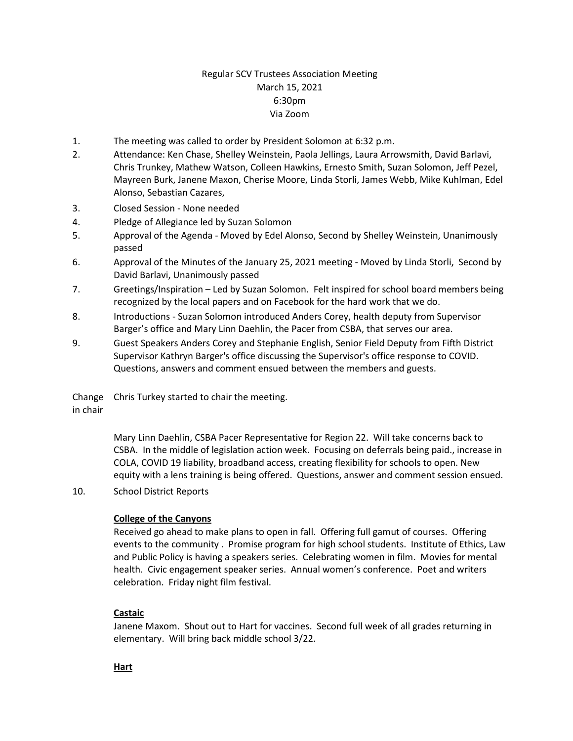Regular SCV Trustees Association Meeting
March 15, 2021
6:30pm
Via Zoom

1. The meeting was called to order by President Solomon at 6:32 p.m.
2. Attendance: Ken Chase, Shelley Weinstein, Paola Jellings, Laura Arrowsmith, David Barlavi, Chris Trunkey, Mathew Watson, Colleen Hawkins, Ernesto Smith, Suzan Solomon, Jeff Pezel, Mayreen Burk, Janene Maxon, Cherise Moore, Linda Storli, James Webb, Mike Kuhlman, Edel Alonso, Sebastian Cazares,
3. Closed Session - None needed
4. Pledge of Allegiance led by Suzan Solomon
5. Approval of the Agenda - Moved by Edel Alonso, Second by Shelley Weinstein, Unanimously passed
6. Approval of the Minutes of the January 25, 2021 meeting - Moved by Linda Storli, Second by David Barlavi, Unanimously passed
7. Greetings/Inspiration – Led by Suzan Solomon. Felt inspired for school board members being recognized by the local papers and on Facebook for the hard work that we do.
8. Introductions - Suzan Solomon introduced Anders Corey, health deputy from Supervisor Barger's office and Mary Linn Daehlin, the Pacer from CSBA, that serves our area.
9. Guest Speakers Anders Corey and Stephanie English, Senior Field Deputy from Fifth District Supervisor Kathryn Barger's office discussing the Supervisor's office response to COVID. Questions, answers and comment ensued between the members and guests.

Change in chair: Chris Turkey started to chair the meeting.

Mary Linn Daehlin, CSBA Pacer Representative for Region 22. Will take concerns back to CSBA. In the middle of legislation action week. Focusing on deferrals being paid., increase in COLA, COVID 19 liability, broadband access, creating flexibility for schools to open. New equity with a lens training is being offered. Questions, answer and comment session ensued.

10. School District Reports

**College of the Canyons**

Received go ahead to make plans to open in fall. Offering full gamut of courses. Offering events to the community . Promise program for high school students. Institute of Ethics, Law and Public Policy is having a speakers series. Celebrating women in film. Movies for mental health. Civic engagement speaker series. Annual women's conference. Poet and writers celebration. Friday night film festival.

**Castaic**

Janene Maxom. Shout out to Hart for vaccines. Second full week of all grades returning in elementary. Will bring back middle school 3/22.

**Hart**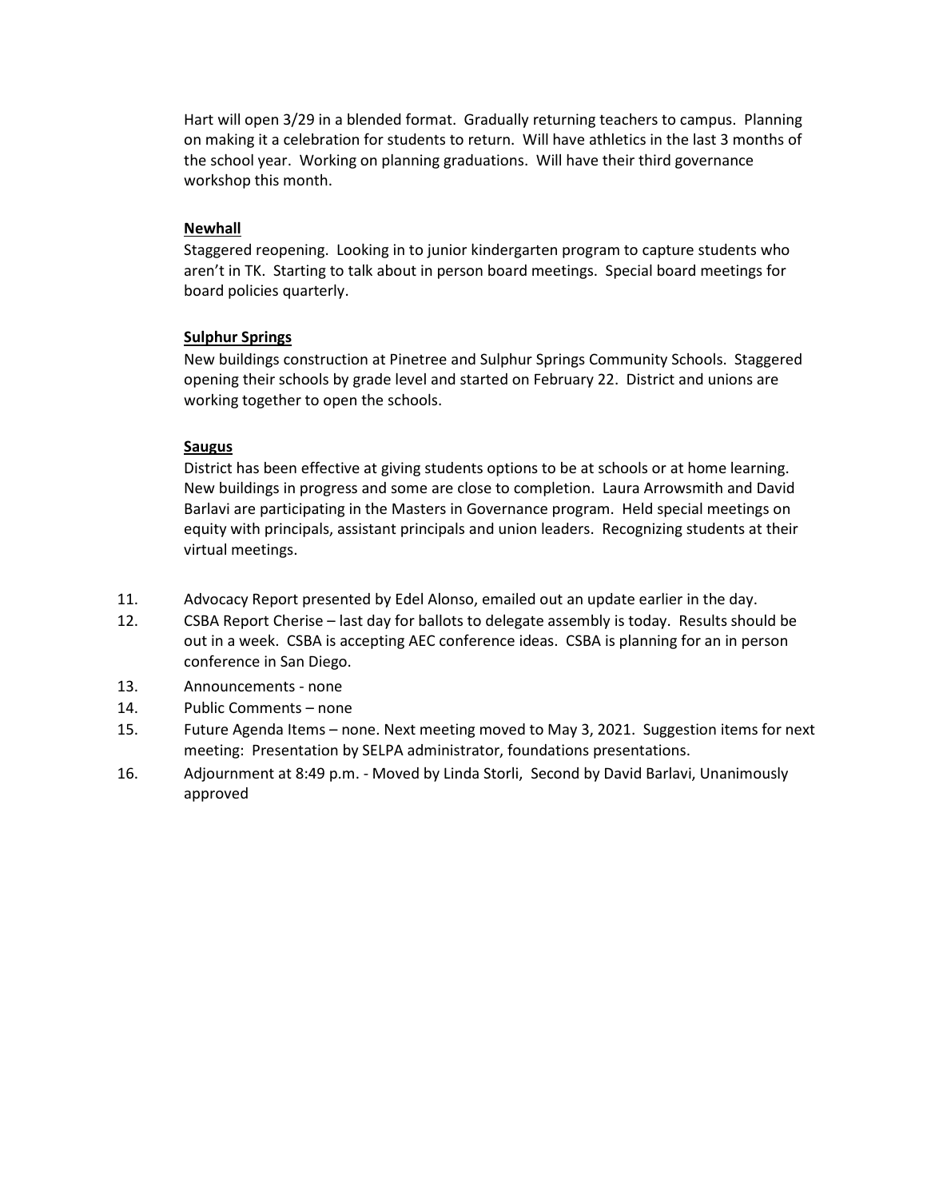Hart will open 3/29 in a blended format. Gradually returning teachers to campus. Planning on making it a celebration for students to return. Will have athletics in the last 3 months of the school year. Working on planning graduations. Will have their third governance workshop this month.

**Newhall**

Staggered reopening. Looking in to junior kindergarten program to capture students who aren't in TK. Starting to talk about in person board meetings. Special board meetings for board policies quarterly.

**Sulphur Springs**

New buildings construction at Pinetree and Sulphur Springs Community Schools. Staggered opening their schools by grade level and started on February 22. District and unions are working together to open the schools.

**Saugus**

District has been effective at giving students options to be at schools or at home learning. New buildings in progress and some are close to completion. Laura Arrowsmith and David Barlavi are participating in the Masters in Governance program. Held special meetings on equity with principals, assistant principals and union leaders. Recognizing students at their virtual meetings.

11. Advocacy Report presented by Edel Alonso, emailed out an update earlier in the day.
12. CSBA Report Cherise – last day for ballots to delegate assembly is today. Results should be out in a week. CSBA is accepting AEC conference ideas. CSBA is planning for an in person conference in San Diego.
13. Announcements - none
14. Public Comments – none
15. Future Agenda Items – none. Next meeting moved to May 3, 2021. Suggestion items for next meeting: Presentation by SELPA administrator, foundations presentations.
16. Adjournment at 8:49 p.m. - Moved by Linda Storli, Second by David Barlavi, Unanimously approved